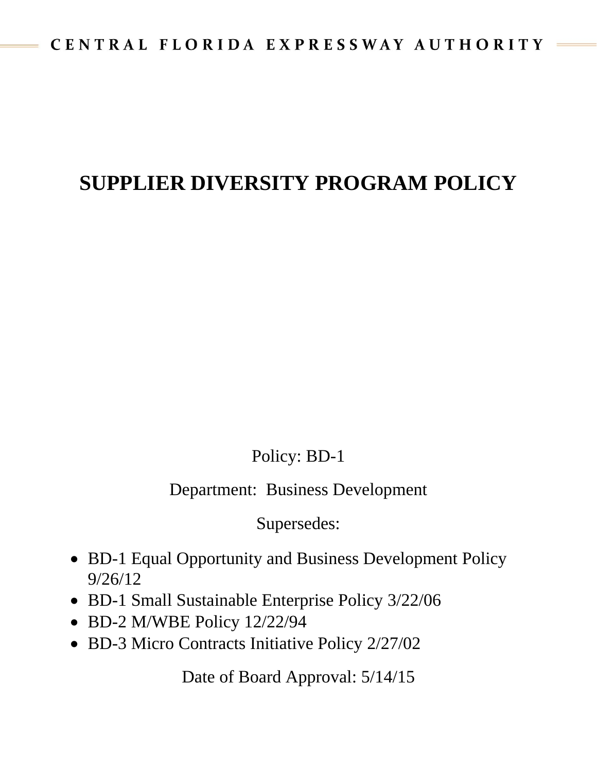CENTRAL FLORIDA EXPRESSWAY AUTHORITY

# SUPPLIER DIVERSITY PROGRAM POLICY

Policy: BD-1

Department: Business Development

Supersedes:

- BD-1 Equal Opportunity and Business Development Policy 9/26/12
- BD-1 Small Sustainable Enterprise Policy 3/22/06
- BD-2 M/WBE Policy 12/22/94
- BD-3 Micro Contracts Initiative Policy 2/27/02

Date of Board Approval: 5/14/15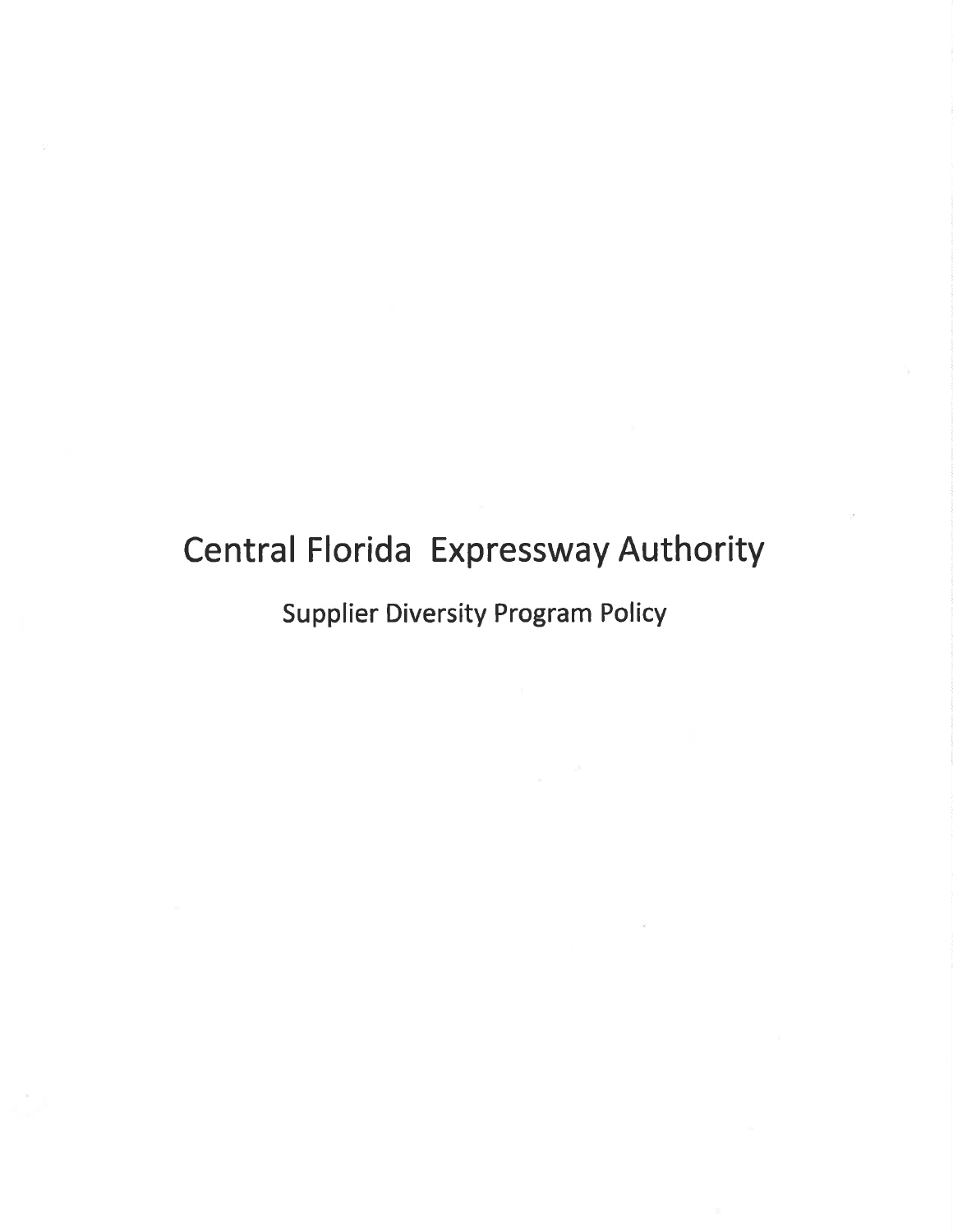# Central Florida Expressway Authority

## Supplier Diversity Program Policy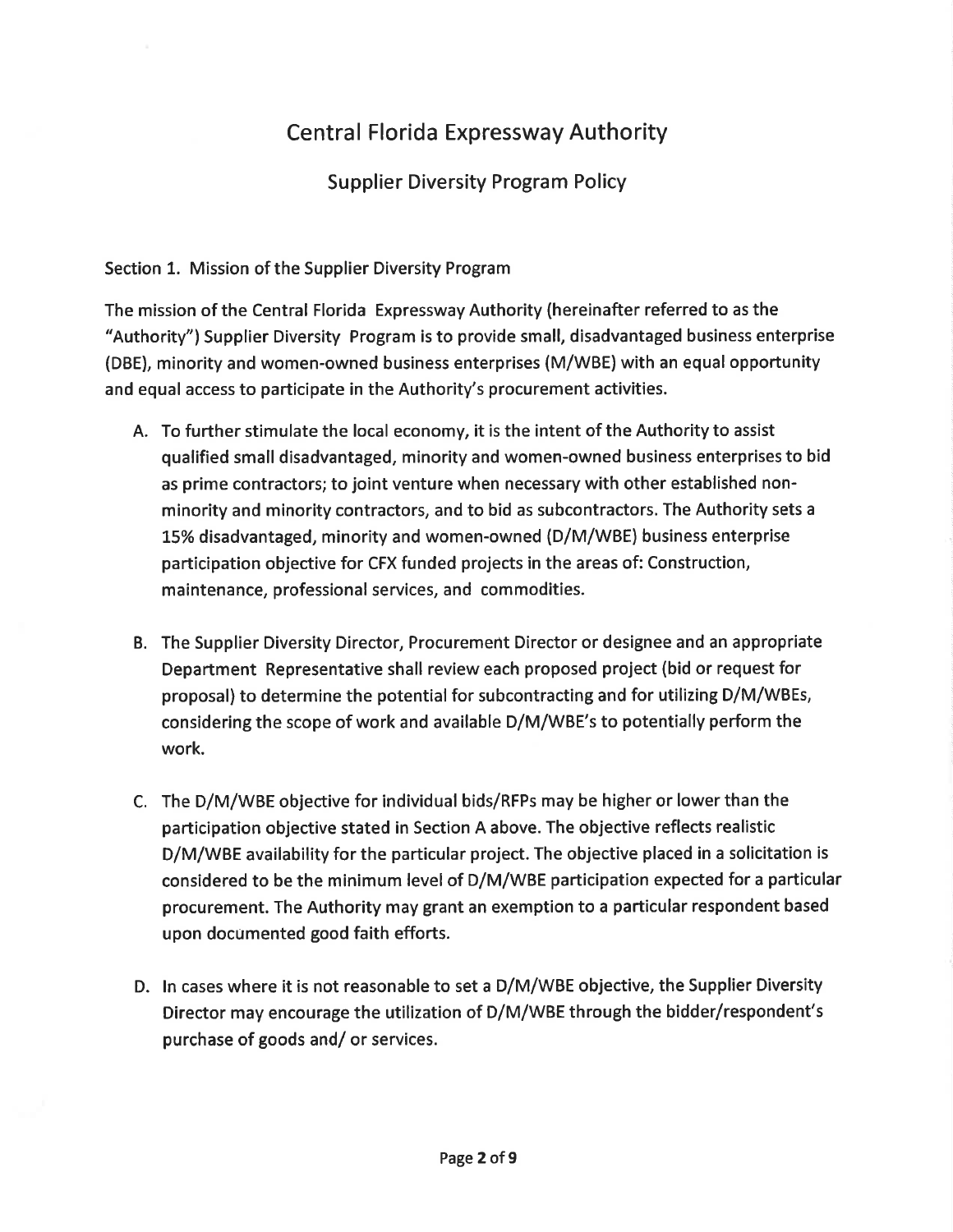# Central Florida Expressway Authority

## Supplier Diversity Program Policy

Section 1. Mission of the Supplier Diversity Program

The mission of the Central Florida Expressway Authority (hereinafter referred to as the "Authority") Supplier Diversity Program is to provide small, disadvantaged business enterprise (DBE), minority and women-owned business enterprises (M/WBE) with an equal opportunity and equal access to participate in the Authority's procurement activities.

A. To further stimulate the local economy, it is the intent of the Authority to assist qualified small disadvantaged, minority and women-owned business enterprises to bid as prime contractors; to joint venture when necessary with other established non-minority and minority contractors, and to bid as subcontractors. The Authority sets a 15% disadvantaged, minority and women-owned (D/M/WBE) business enterprise participation objective for CFX funded projects in the areas of: Construction, maintenance, professional services, and commodities.

B. The Supplier Diversity Director, Procurement Director or designee and an appropriate Department Representative shall review each proposed project (bid or request for proposal) to determine the potential for subcontracting and for utilizing D/M/WBEs, considering the scope of work and available D/M/WBE's to potentially perform the work.

C. The D/M/WBE objective for individual bids/RFPs may be higher or lower than the participation objective stated in Section A above. The objective reflects realistic D/M/WBE availability for the particular project. The objective placed in a solicitation is considered to be the minimum level of D/M/WBE participation expected for a particular procurement. The Authority may grant an exemption to a particular respondent based upon documented good faith efforts.

D. In cases where it is not reasonable to set a D/M/WBE objective, the Supplier Diversity Director may encourage the utilization of D/M/WBE through the bidder/respondent's purchase of goods and/ or services.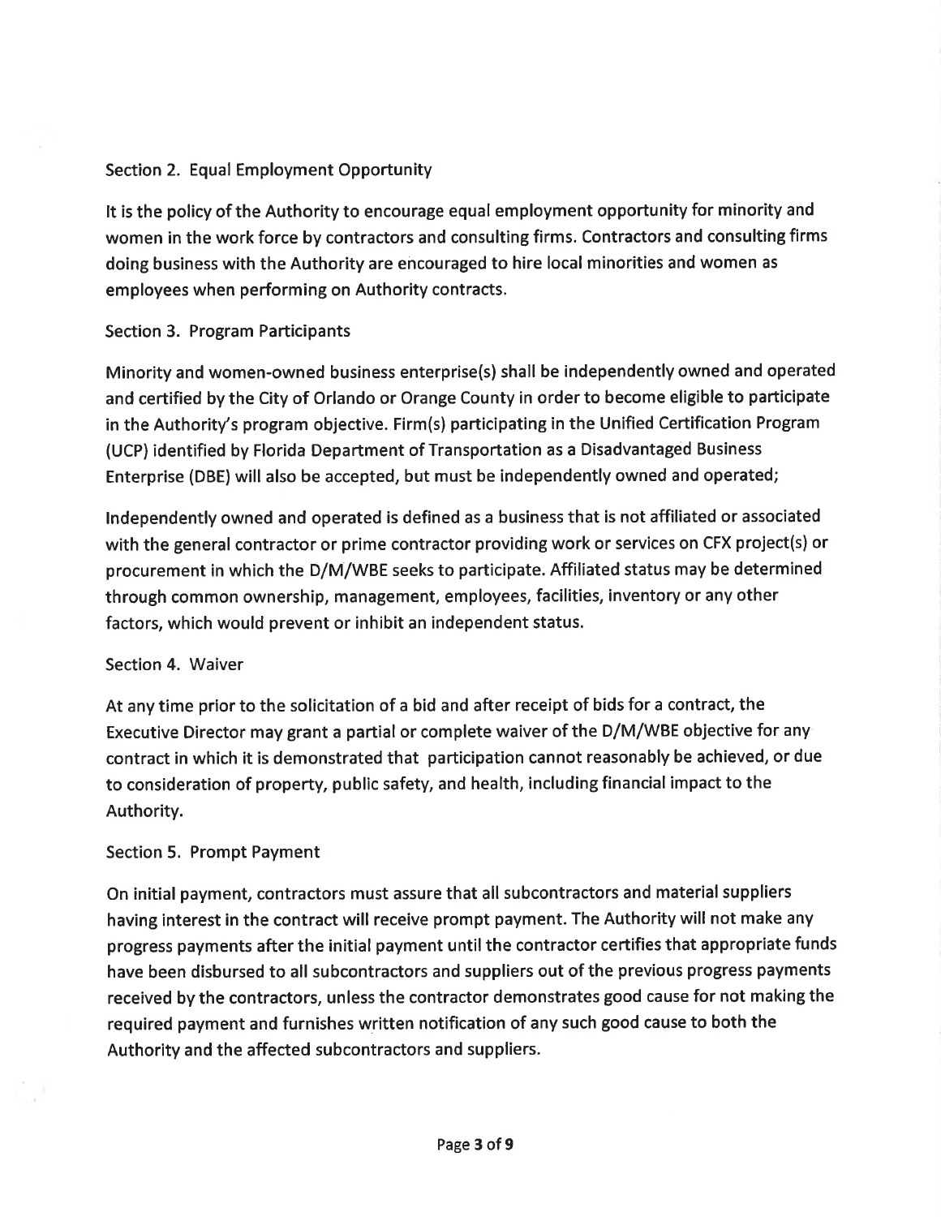## Section 2. Equal Employment Opportunity

It is the policy of the Authority to encourage equal employment opportunity for minority and women in the work force by contractors and consulting firms. Contractors and consulting firms doing business with the Authority are encouraged to hire local minorities and women as employees when performing on Authority contracts.

## Section 3. Program Participants

Minority and women-owned business enterprise(s) shall be independently owned and operated and certified by the City of Orlando or Orange County in order to become eligible to participate in the Authority's program objective. Firm(s) participating in the Unified Certification Program (UCP) identified by Florida Department of Transportation as a Disadvantaged Business Enterprise (DBE) will also be accepted, but must be independently owned and operated;

Independently owned and operated is defined as a business that is not affiliated or associated with the general contractor or prime contractor providing work or services on CFX project(s) or procurement in which the D/M/WBE seeks to participate. Affiliated status may be determined through common ownership, management, employees, facilities, inventory or any other factors, which would prevent or inhibit an independent status.

## Section 4. Waiver

At any time prior to the solicitation of a bid and after receipt of bids for a contract, the Executive Director may grant a partial or complete waiver of the D/M/WBE objective for any contract in which it is demonstrated that participation cannot reasonably be achieved, or due to consideration of property, public safety, and health, including financial impact to the Authority.

## Section 5. Prompt Payment

On initial payment, contractors must assure that all subcontractors and material suppliers having interest in the contract will receive prompt payment. The Authority will not make any progress payments after the initial payment until the contractor certifies that appropriate funds have been disbursed to all subcontractors and suppliers out of the previous progress payments received by the contractors, unless the contractor demonstrates good cause for not making the required payment and furnishes written notification of any such good cause to both the Authority and the affected subcontractors and suppliers.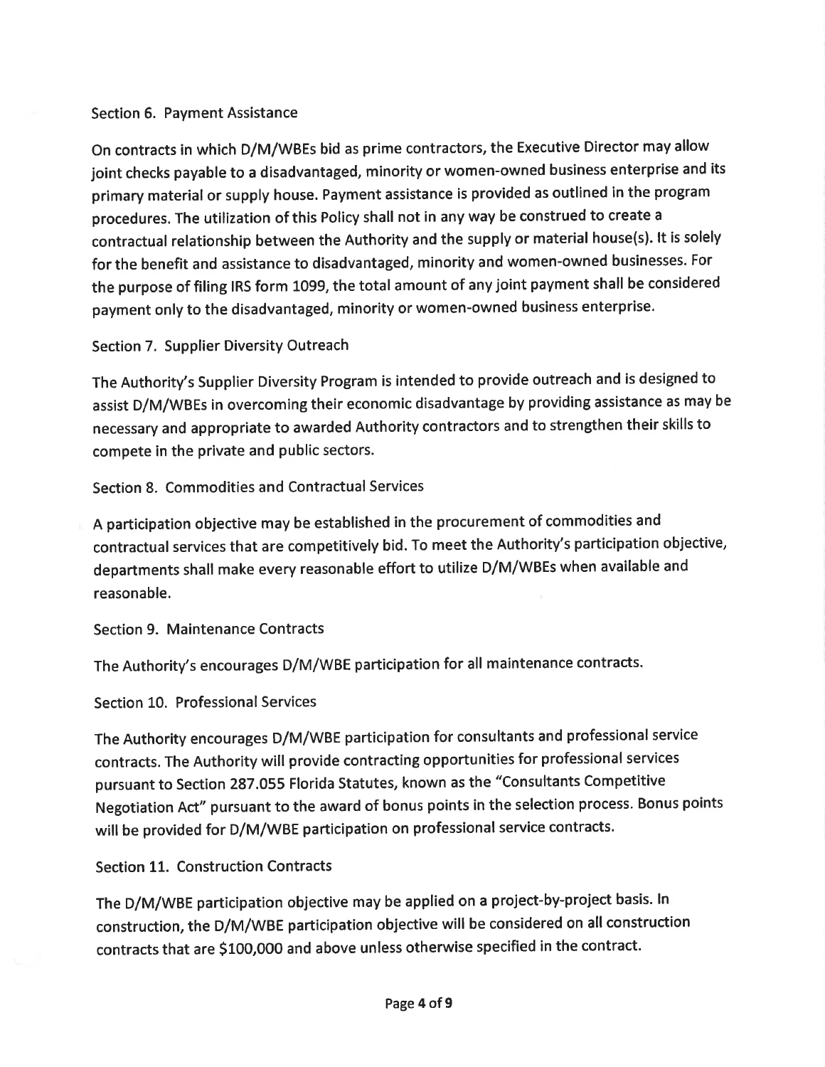### Section 6. Payment Assistance

On contracts in which D/M/WBEs bid as prime contractors, the Executive Director may allow joint checks payable to a disadvantaged, minority or women-owned business enterprise and its primary material or supply house. Payment assistance is provided as outlined in the program procedures. The utilization of this Policy shall not in any way be construed to create a contractual relationship between the Authority and the supply or material house(s). It is solely for the benefit and assistance to disadvantaged, minority and women-owned businesses. For the purpose of filing IRS form 1099, the total amount of any joint payment shall be considered payment only to the disadvantaged, minority or women-owned business enterprise.

### Section 7. Supplier Diversity Outreach

The Authority's Supplier Diversity Program is intended to provide outreach and is designed to assist D/M/WBEs in overcoming their economic disadvantage by providing assistance as may be necessary and appropriate to awarded Authority contractors and to strengthen their skills to compete in the private and public sectors.

### Section 8. Commodities and Contractual Services

A participation objective may be established in the procurement of commodities and contractual services that are competitively bid. To meet the Authority's participation objective, departments shall make every reasonable effort to utilize D/M/WBEs when available and reasonable.

### Section 9. Maintenance Contracts

The Authority's encourages D/M/WBE participation for all maintenance contracts.

### Section 10. Professional Services

The Authority encourages D/M/WBE participation for consultants and professional service contracts. The Authority will provide contracting opportunities for professional services pursuant to Section 287.055 Florida Statutes, known as the "Consultants Competitive Negotiation Act" pursuant to the award of bonus points in the selection process. Bonus points will be provided for D/M/WBE participation on professional service contracts.

### Section 11. Construction Contracts

The D/M/WBE participation objective may be applied on a project-by-project basis. In construction, the D/M/WBE participation objective will be considered on all construction contracts that are $100,000 and above unless otherwise specified in the contract.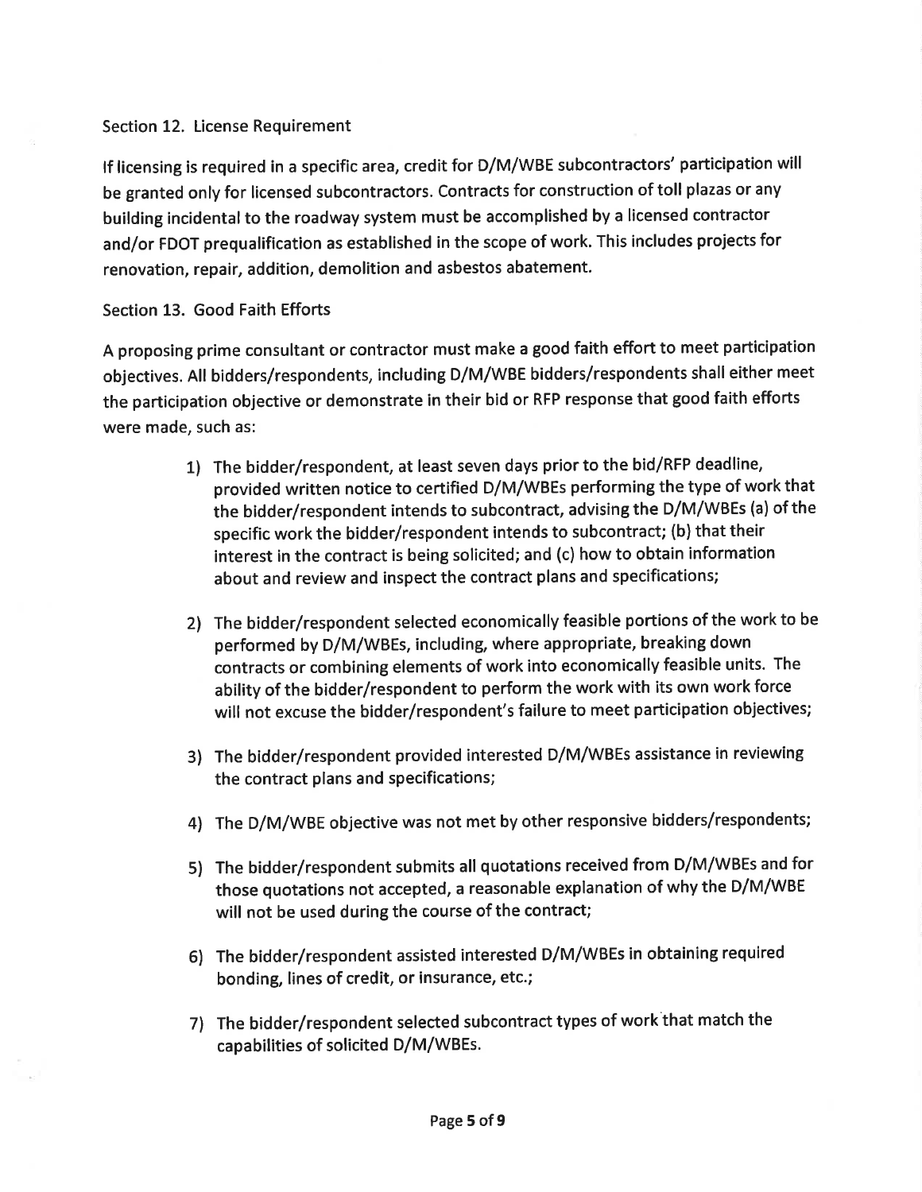## Section 12. License Requirement

If licensing is required in a specific area, credit for D/M/WBE subcontractors' participation will be granted only for licensed subcontractors. Contracts for construction of toll plazas or any building incidental to the roadway system must be accomplished by a licensed contractor and/or FDOT prequalification as established in the scope of work. This includes projects for renovation, repair, addition, demolition and asbestos abatement.

## Section 13. Good Faith Efforts

A proposing prime consultant or contractor must make a good faith effort to meet participation objectives. All bidders/respondents, including D/M/WBE bidders/respondents shall either meet the participation objective or demonstrate in their bid or RFP response that good faith efforts were made, such as:

1) The bidder/respondent, at least seven days prior to the bid/RFP deadline, provided written notice to certified D/M/WBEs performing the type of work that the bidder/respondent intends to subcontract, advising the D/M/WBEs (a) of the specific work the bidder/respondent intends to subcontract; (b) that their interest in the contract is being solicited; and (c) how to obtain information about and review and inspect the contract plans and specifications;

2) The bidder/respondent selected economically feasible portions of the work to be performed by D/M/WBEs, including, where appropriate, breaking down contracts or combining elements of work into economically feasible units. The ability of the bidder/respondent to perform the work with its own work force will not excuse the bidder/respondent's failure to meet participation objectives;

3) The bidder/respondent provided interested D/M/WBEs assistance in reviewing the contract plans and specifications;

4) The D/M/WBE objective was not met by other responsive bidders/respondents;

5) The bidder/respondent submits all quotations received from D/M/WBEs and for those quotations not accepted, a reasonable explanation of why the D/M/WBE will not be used during the course of the contract;

6) The bidder/respondent assisted interested D/M/WBEs in obtaining required bonding, lines of credit, or insurance, etc.;

7) The bidder/respondent selected subcontract types of work that match the capabilities of solicited D/M/WBEs.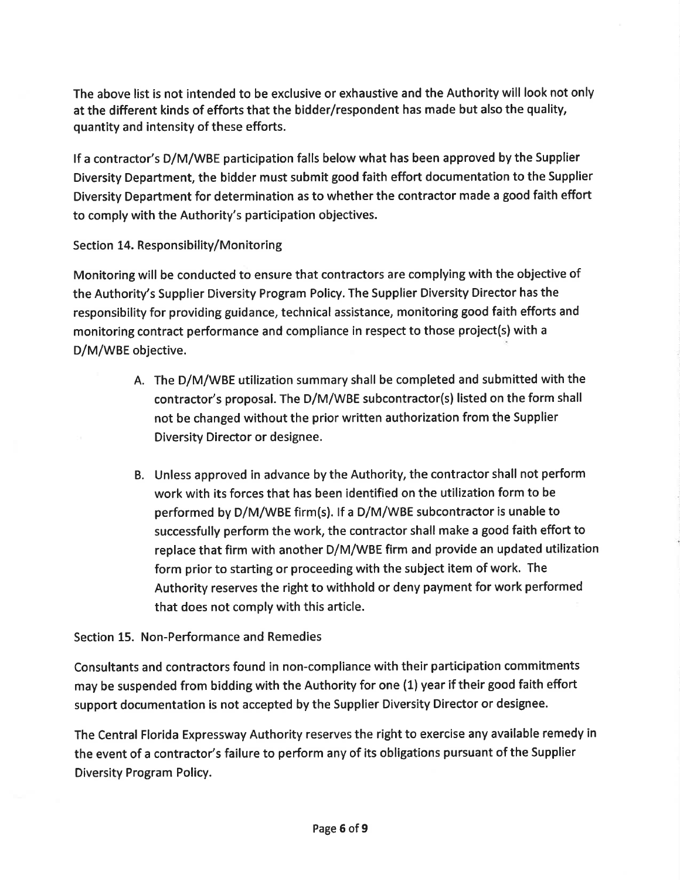The above list is not intended to be exclusive or exhaustive and the Authority will look not only at the different kinds of efforts that the bidder/respondent has made but also the quality, quantity and intensity of these efforts.

If a contractor's D/M/WBE participation falls below what has been approved by the Supplier Diversity Department, the bidder must submit good faith effort documentation to the Supplier Diversity Department for determination as to whether the contractor made a good faith effort to comply with the Authority's participation objectives.

## Section 14. Responsibility/Monitoring

Monitoring will be conducted to ensure that contractors are complying with the objective of the Authority's Supplier Diversity Program Policy. The Supplier Diversity Director has the responsibility for providing guidance, technical assistance, monitoring good faith efforts and monitoring contract performance and compliance in respect to those project(s) with a D/M/WBE objective.

A. The D/M/WBE utilization summary shall be completed and submitted with the contractor's proposal. The D/M/WBE subcontractor(s) listed on the form shall not be changed without the prior written authorization from the Supplier Diversity Director or designee.

B. Unless approved in advance by the Authority, the contractor shall not perform work with its forces that has been identified on the utilization form to be performed by D/M/WBE firm(s). If a D/M/WBE subcontractor is unable to successfully perform the work, the contractor shall make a good faith effort to replace that firm with another D/M/WBE firm and provide an updated utilization form prior to starting or proceeding with the subject item of work. The Authority reserves the right to withhold or deny payment for work performed that does not comply with this article.

## Section 15. Non-Performance and Remedies

Consultants and contractors found in non-compliance with their participation commitments may be suspended from bidding with the Authority for one (1) year if their good faith effort support documentation is not accepted by the Supplier Diversity Director or designee.

The Central Florida Expressway Authority reserves the right to exercise any available remedy in the event of a contractor's failure to perform any of its obligations pursuant of the Supplier Diversity Program Policy.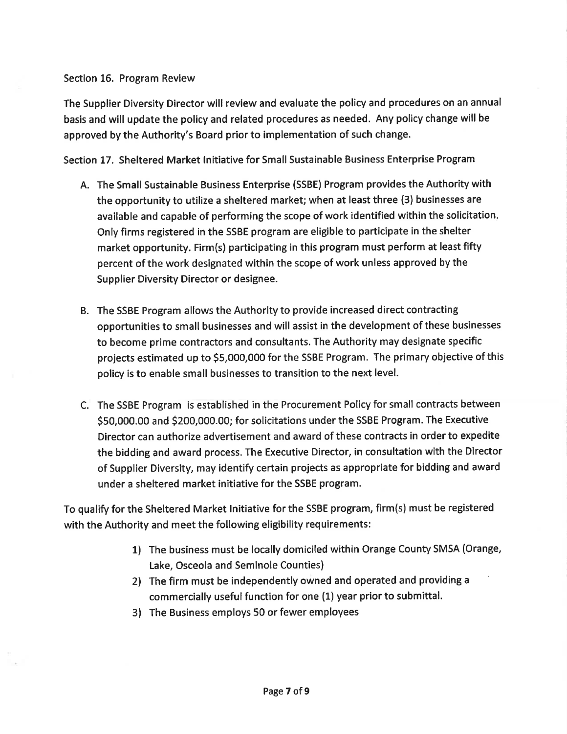Section 16. Program Review

The Supplier Diversity Director will review and evaluate the policy and procedures on an annual basis and will update the policy and related procedures as needed. Any policy change will be approved by the Authority's Board prior to implementation of such change.

Section 17. Sheltered Market Initiative for Small Sustainable Business Enterprise Program

A. The Small Sustainable Business Enterprise (SSBE) Program provides the Authority with the opportunity to utilize a sheltered market; when at least three (3) businesses are available and capable of performing the scope of work identified within the solicitation. Only firms registered in the SSBE program are eligible to participate in the shelter market opportunity. Firm(s) participating in this program must perform at least fifty percent of the work designated within the scope of work unless approved by the Supplier Diversity Director or designee.

B. The SSBE Program allows the Authority to provide increased direct contracting opportunities to small businesses and will assist in the development of these businesses to become prime contractors and consultants. The Authority may designate specific projects estimated up to $5,000,000 for the SSBE Program. The primary objective of this policy is to enable small businesses to transition to the next level.

C. The SSBE Program is established in the Procurement Policy for small contracts between $50,000.00 and $200,000.00; for solicitations under the SSBE Program. The Executive Director can authorize advertisement and award of these contracts in order to expedite the bidding and award process. The Executive Director, in consultation with the Director of Supplier Diversity, may identify certain projects as appropriate for bidding and award under a sheltered market initiative for the SSBE program.

To qualify for the Sheltered Market Initiative for the SSBE program, firm(s) must be registered with the Authority and meet the following eligibility requirements:

1) The business must be locally domiciled within Orange County SMSA (Orange, Lake, Osceola and Seminole Counties)
2) The firm must be independently owned and operated and providing a commercially useful function for one (1) year prior to submittal.
3) The Business employs 50 or fewer employees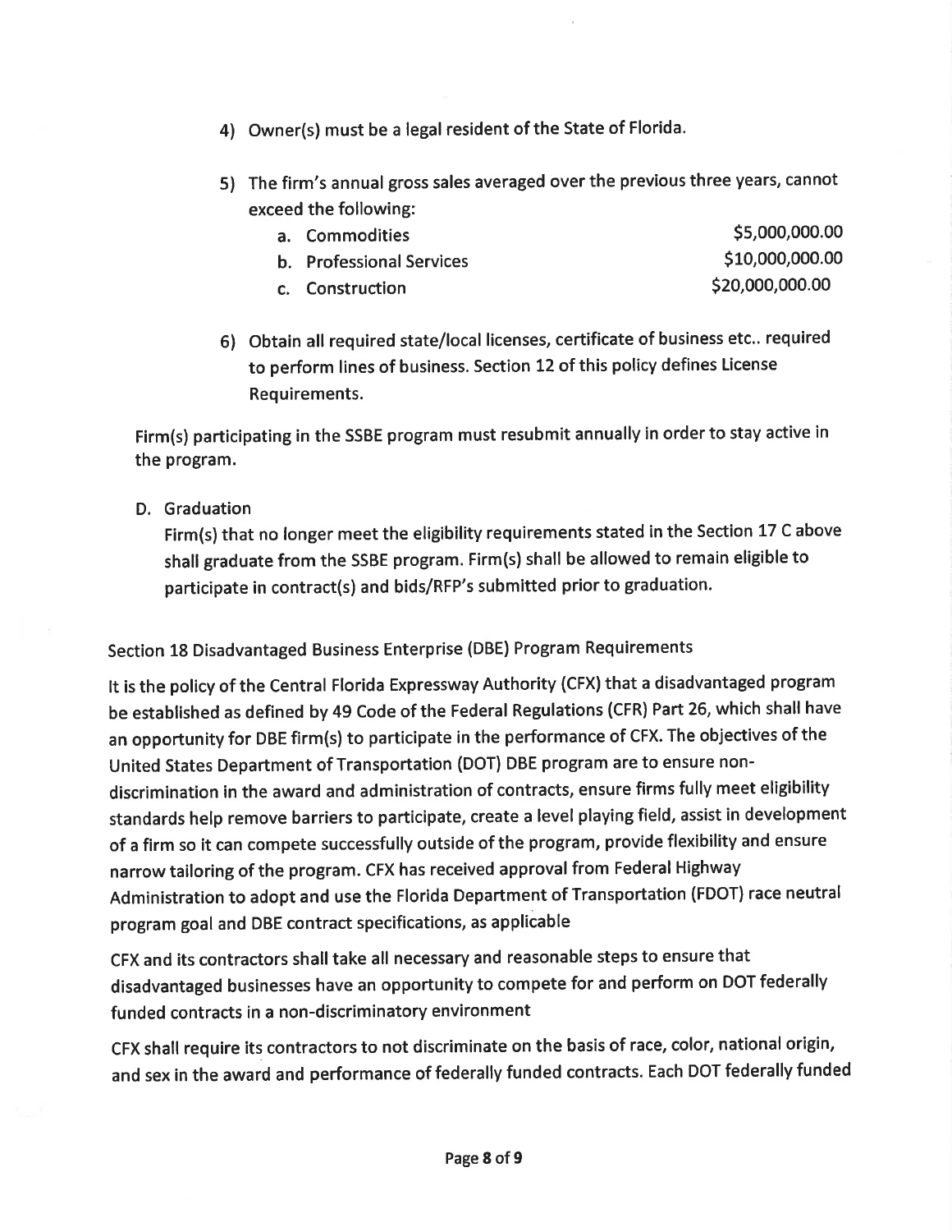4) Owner(s) must be a legal resident of the State of Florida.

5) The firm's annual gross sales averaged over the previous three years, cannot exceed the following:

   a. Commodities $5,000,000.00
   b. Professional Services $10,000,000.00
   c. Construction $20,000,000.00

6) Obtain all required state/local licenses, certificate of business etc.. required to perform lines of business. Section 12 of this policy defines License Requirements.

Firm(s) participating in the SSBE program must resubmit annually in order to stay active in the program.

D. Graduation

Firm(s) that no longer meet the eligibility requirements stated in the Section 17 C above shall graduate from the SSBE program. Firm(s) shall be allowed to remain eligible to participate in contract(s) and bids/RFP's submitted prior to graduation.

## Section 18 Disadvantaged Business Enterprise (DBE) Program Requirements

It is the policy of the Central Florida Expressway Authority (CFX) that a disadvantaged program be established as defined by 49 Code of the Federal Regulations (CFR) Part 26, which shall have an opportunity for DBE firm(s) to participate in the performance of CFX. The objectives of the United States Department of Transportation (DOT) DBE program are to ensure non-discrimination in the award and administration of contracts, ensure firms fully meet eligibility standards help remove barriers to participate, create a level playing field, assist in development of a firm so it can compete successfully outside of the program, provide flexibility and ensure narrow tailoring of the program. CFX has received approval from Federal Highway Administration to adopt and use the Florida Department of Transportation (FDOT) race neutral program goal and DBE contract specifications, as applicable

CFX and its contractors shall take all necessary and reasonable steps to ensure that disadvantaged businesses have an opportunity to compete for and perform on DOT federally funded contracts in a non-discriminatory environment

CFX shall require its contractors to not discriminate on the basis of race, color, national origin, and sex in the award and performance of federally funded contracts. Each DOT federally funded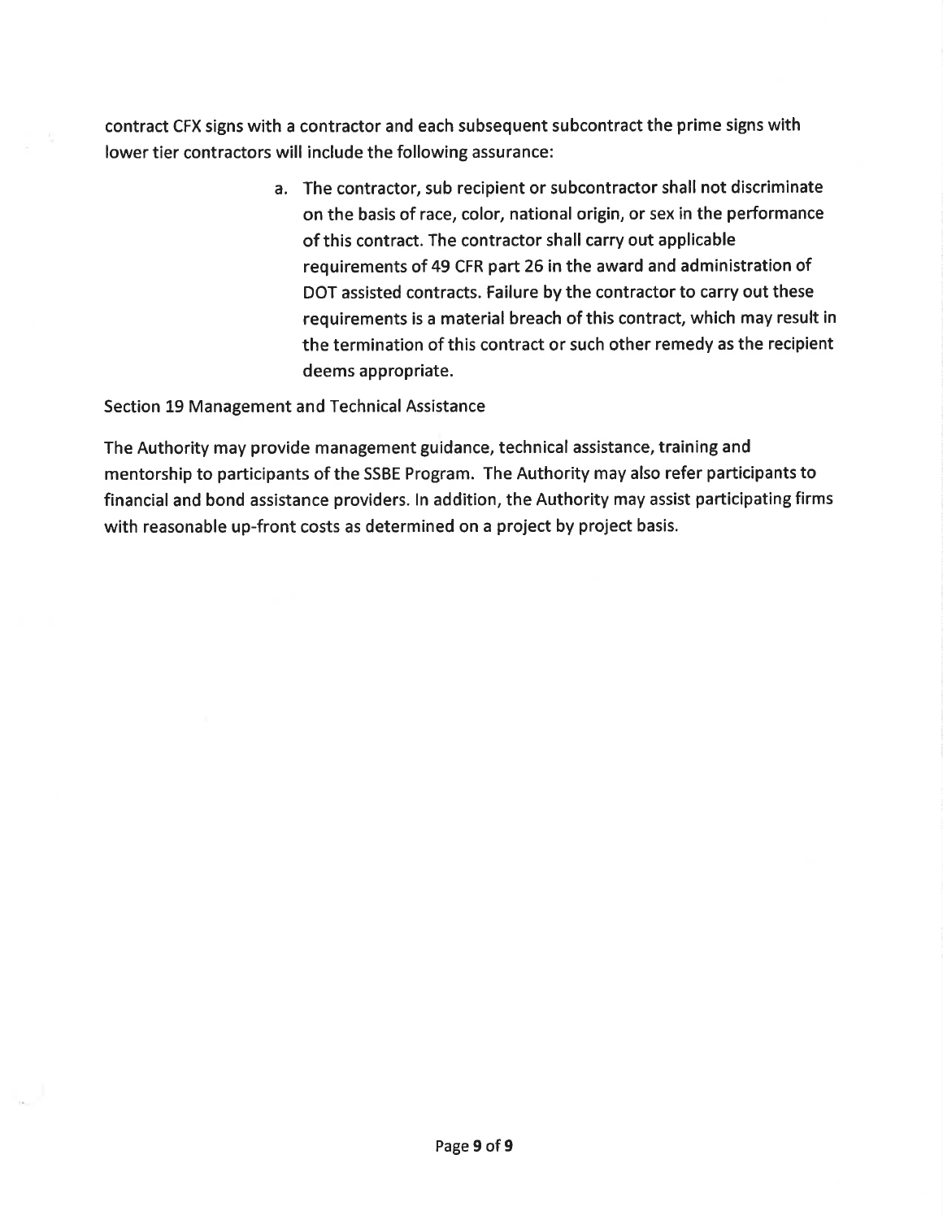contract CFX signs with a contractor and each subsequent subcontract the prime signs with lower tier contractors will include the following assurance:

a. The contractor, sub recipient or subcontractor shall not discriminate on the basis of race, color, national origin, or sex in the performance of this contract. The contractor shall carry out applicable requirements of 49 CFR part 26 in the award and administration of DOT assisted contracts. Failure by the contractor to carry out these requirements is a material breach of this contract, which may result in the termination of this contract or such other remedy as the recipient deems appropriate.

Section 19 Management and Technical Assistance

The Authority may provide management guidance, technical assistance, training and mentorship to participants of the SSBE Program. The Authority may also refer participants to financial and bond assistance providers. In addition, the Authority may assist participating firms with reasonable up-front costs as determined on a project by project basis.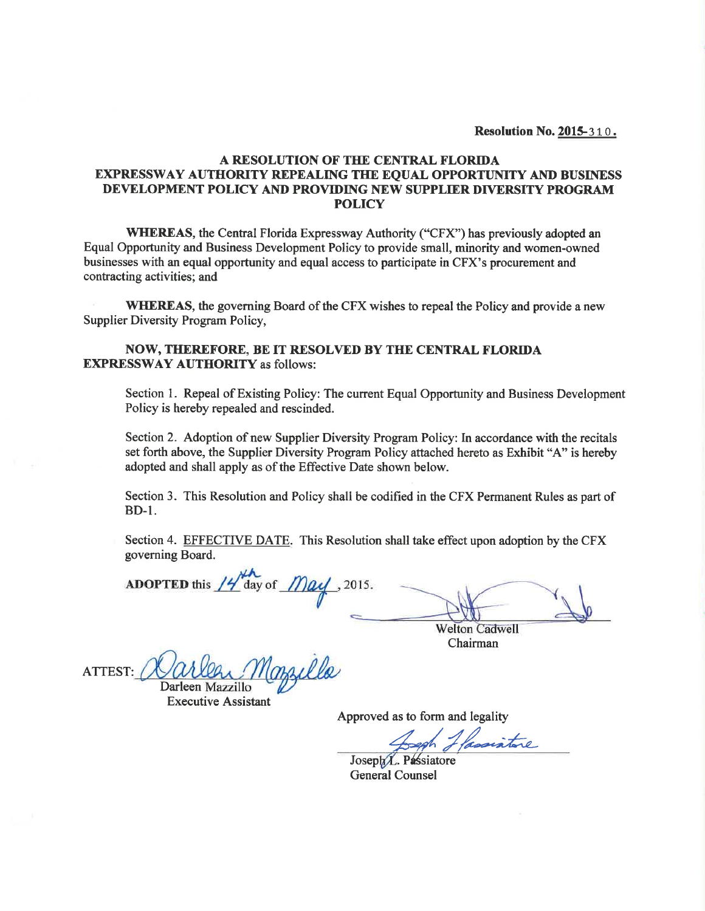**Resolution No. 2015-310.**

**A RESOLUTION OF THE CENTRAL FLORIDA EXPRESSWAY AUTHORITY REPEALING THE EQUAL OPPORTUNITY AND BUSINESS DEVELOPMENT POLICY AND PROVIDING NEW SUPPLIER DIVERSITY PROGRAM POLICY**

**WHEREAS**, the Central Florida Expressway Authority ("CFX") has previously adopted an Equal Opportunity and Business Development Policy to provide small, minority and women-owned businesses with an equal opportunity and equal access to participate in CFX's procurement and contracting activities; and

**WHEREAS**, the governing Board of the CFX wishes to repeal the Policy and provide a new Supplier Diversity Program Policy,

**NOW, THEREFORE, BE IT RESOLVED BY THE CENTRAL FLORIDA EXPRESSWAY AUTHORITY** as follows:

Section 1. Repeal of Existing Policy: The current Equal Opportunity and Business Development Policy is hereby repealed and rescinded.

Section 2. Adoption of new Supplier Diversity Program Policy: In accordance with the recitals set forth above, the Supplier Diversity Program Policy attached hereto as Exhibit "A" is hereby adopted and shall apply as of the Effective Date shown below.

Section 3. This Resolution and Policy shall be codified in the CFX Permanent Rules as part of BD-1.

Section 4. EFFECTIVE DATE. This Resolution shall take effect upon adoption by the CFX governing Board.

**ADOPTED** this 14th day of May, 2015.

Welton Cadwell
Chairman

ATTEST:
Darleen Mazzillo
Executive Assistant

Approved as to form and legality

Joseph L. Passiatore
General Counsel